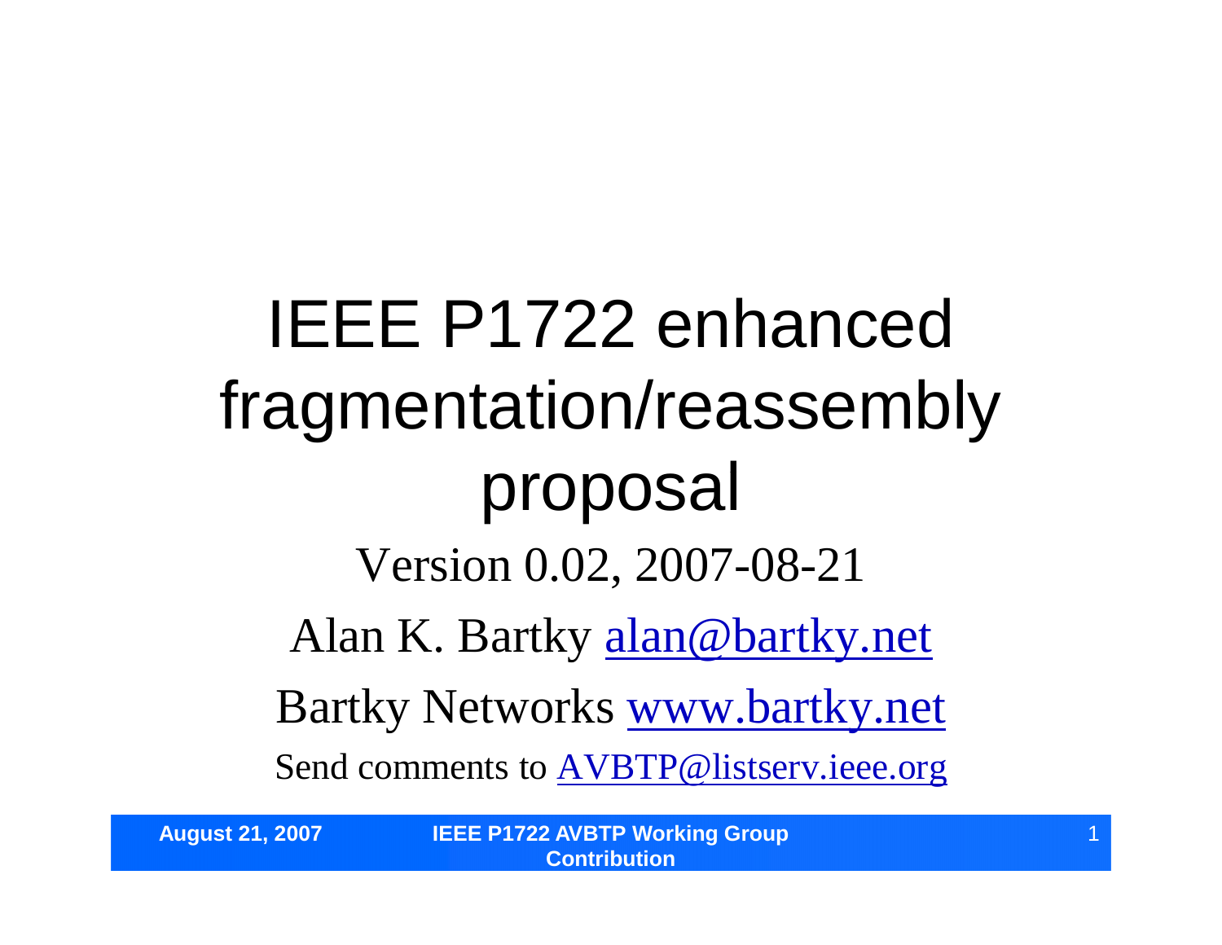# IEEE P1722 enhanced fragmentation/reassembly proposal

Version 0.02, 2007-08-21

Alan K. Bartky alan@bartky.net

Bartky Networks www.bartky.net

Send comments to AVBTP@listserv.ieee.org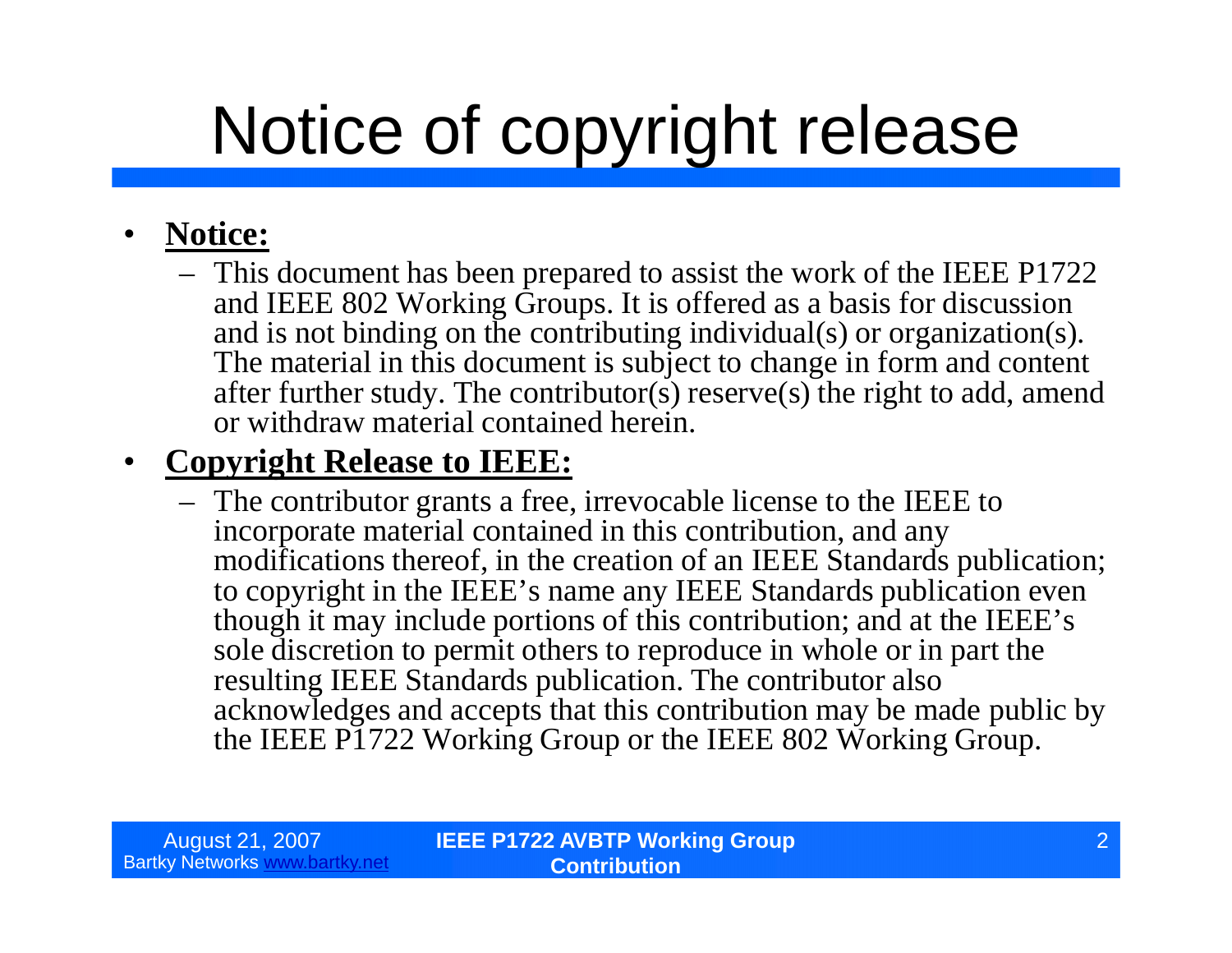# Notice of copyright release

- **Notice:**
  - This document has been prepared to assist the work of the IEEE P1722 and IEEE 802 Working Groups. It is offered as a basis for discussion and is not binding on the contributing individual(s) or organization(s). The material in this document is subject to change in form and content after further study. The contributor(s) reserve(s) the right to add, amend or withdraw material contained herein.
- **Copyright Release to IEEE:**
  - The contributor grants a free, irrevocable license to the IEEE to incorporate material contained in this contribution, and any modifications thereof, in the creation of an IEEE Standards publication; to copyright in the IEEE's name any IEEE Standards publication even though it may include portions of this contribution; and at the IEEE's sole discretion to permit others to reproduce in whole or in part the resulting IEEE Standards publication. The contributor also acknowledges and accepts that this contribution may be made public by the IEEE P1722 Working Group or the IEEE 802 Working Group.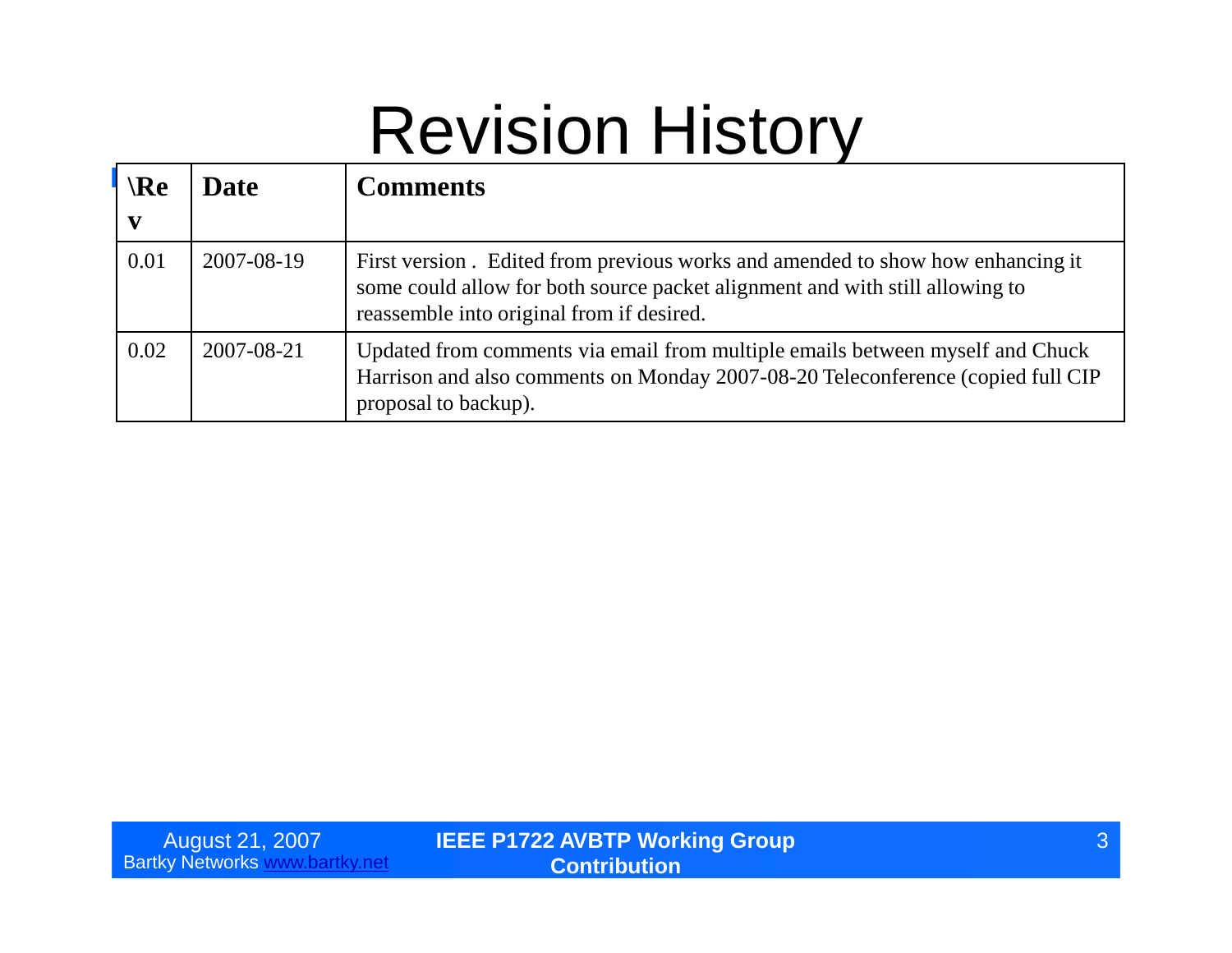# Revision History

| \Rev | Date | Comments |
|---|---|---|
| 0.01 | 2007-08-19 | First version . Edited from previous works and amended to show how enhancing it some could allow for both source packet alignment and with still allowing to reassemble into original from if desired. |
| 0.02 | 2007-08-21 | Updated from comments via email from multiple emails between myself and Chuck Harrison and also comments on Monday 2007-08-20 Teleconference (copied full CIP proposal to backup). |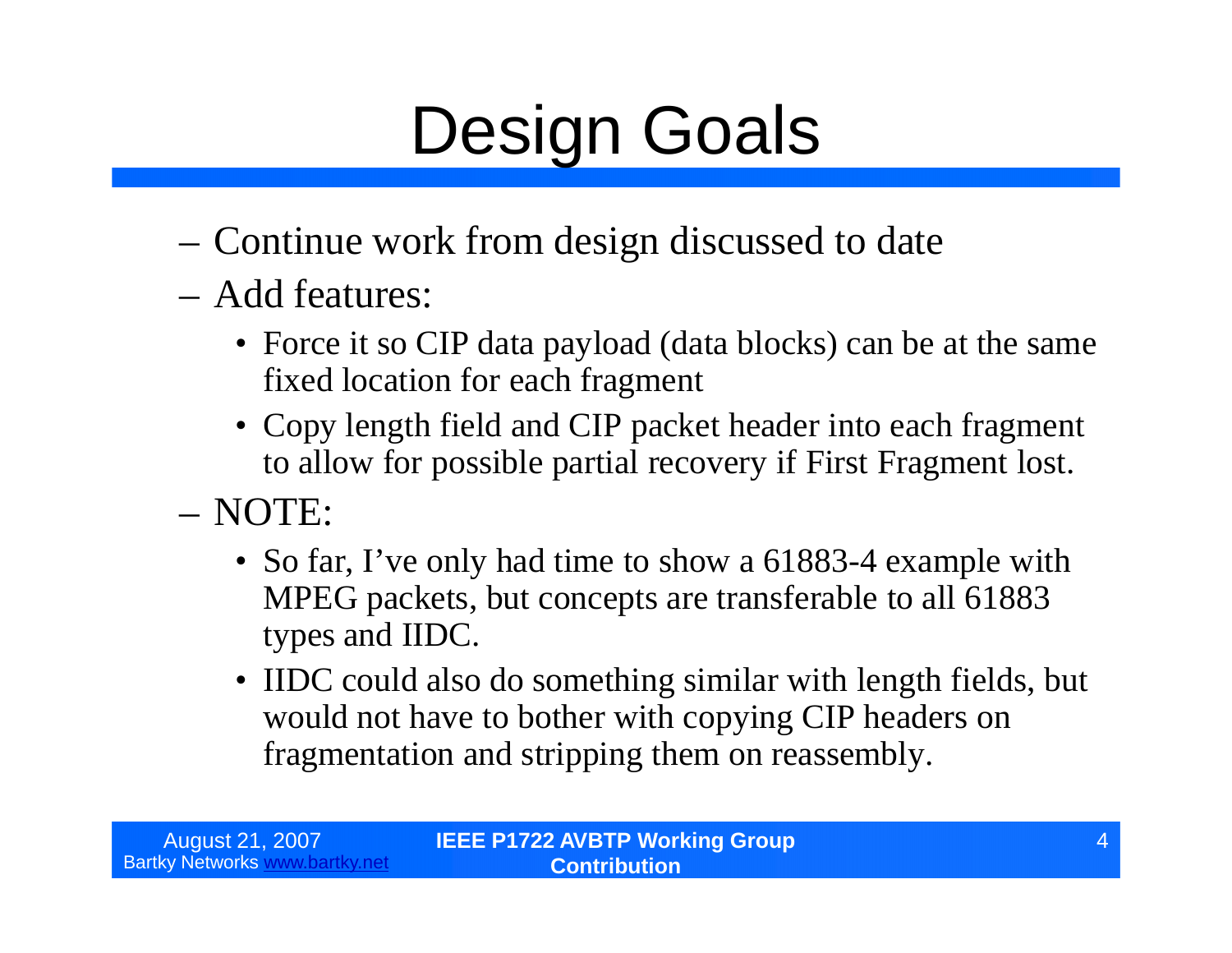# Design Goals

- Continue work from design discussed to date
- Add features:
  - Force it so CIP data payload (data blocks) can be at the same fixed location for each fragment
  - Copy length field and CIP packet header into each fragment to allow for possible partial recovery if First Fragment lost.
- NOTE:
  - So far, I've only had time to show a 61883-4 example with MPEG packets, but concepts are transferable to all 61883 types and IIDC.
  - IIDC could also do something similar with length fields, but would not have to bother with copying CIP headers on fragmentation and stripping them on reassembly.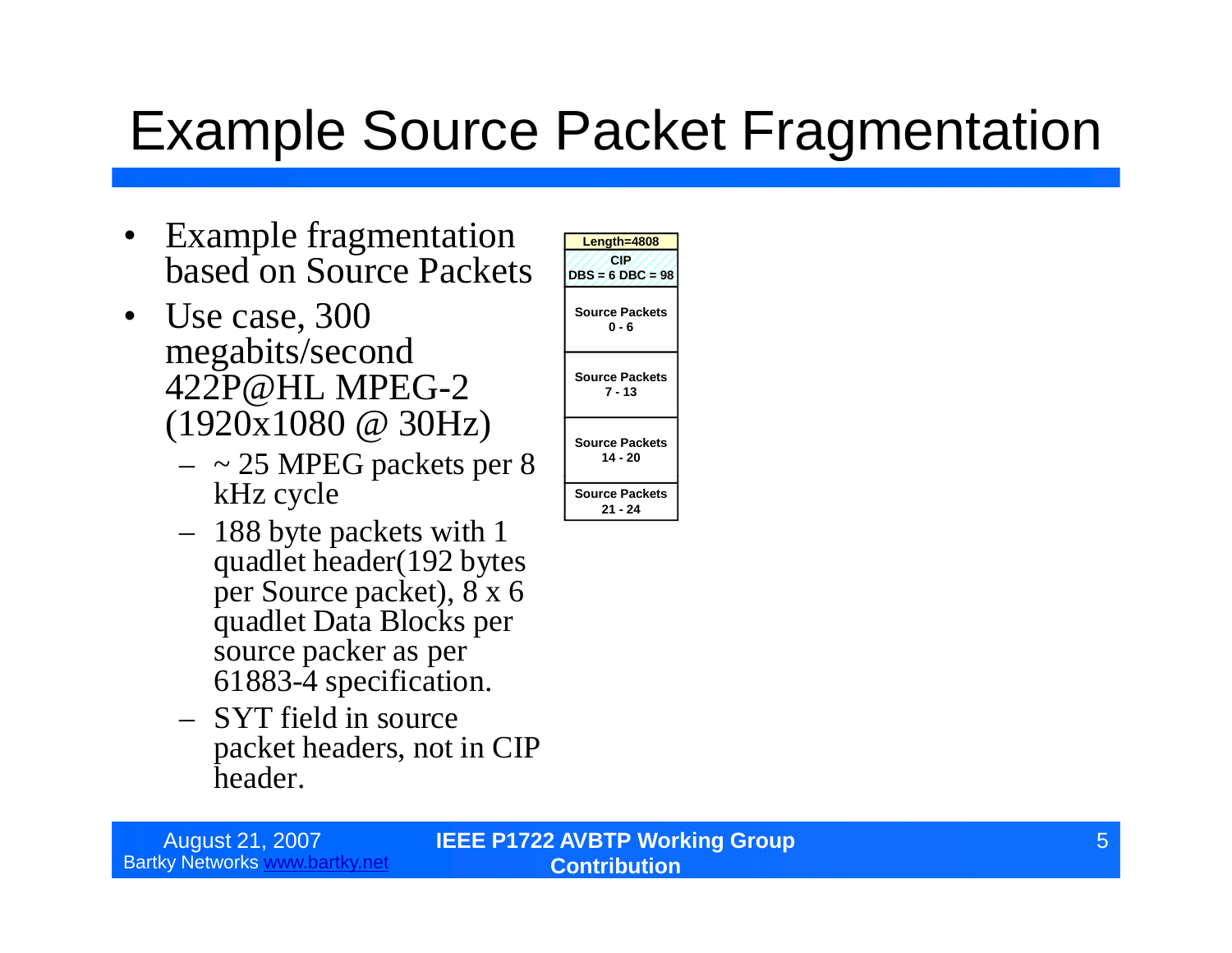# Example Source Packet Fragmentation

- Example fragmentation based on Source Packets
- Use case, 300 megabits/second 422P@HL MPEG-2 (1920x1080 @ 30Hz)
  - ~ 25 MPEG packets per 8 kHz cycle
  - 188 byte packets with 1 quadlet header(192 bytes per Source packet), 8 x 6 quadlet Data Blocks per source packer as per 61883-4 specification.
  - SYT field in source packet headers, not in CIP header.

| Length=4808 |
|---|
| CIP DBS = 6 DBC = 98 |
| Source Packets 0 - 6 |
| Source Packets 7 - 13 |
| Source Packets 14 - 20 |
| Source Packets 21 - 24 |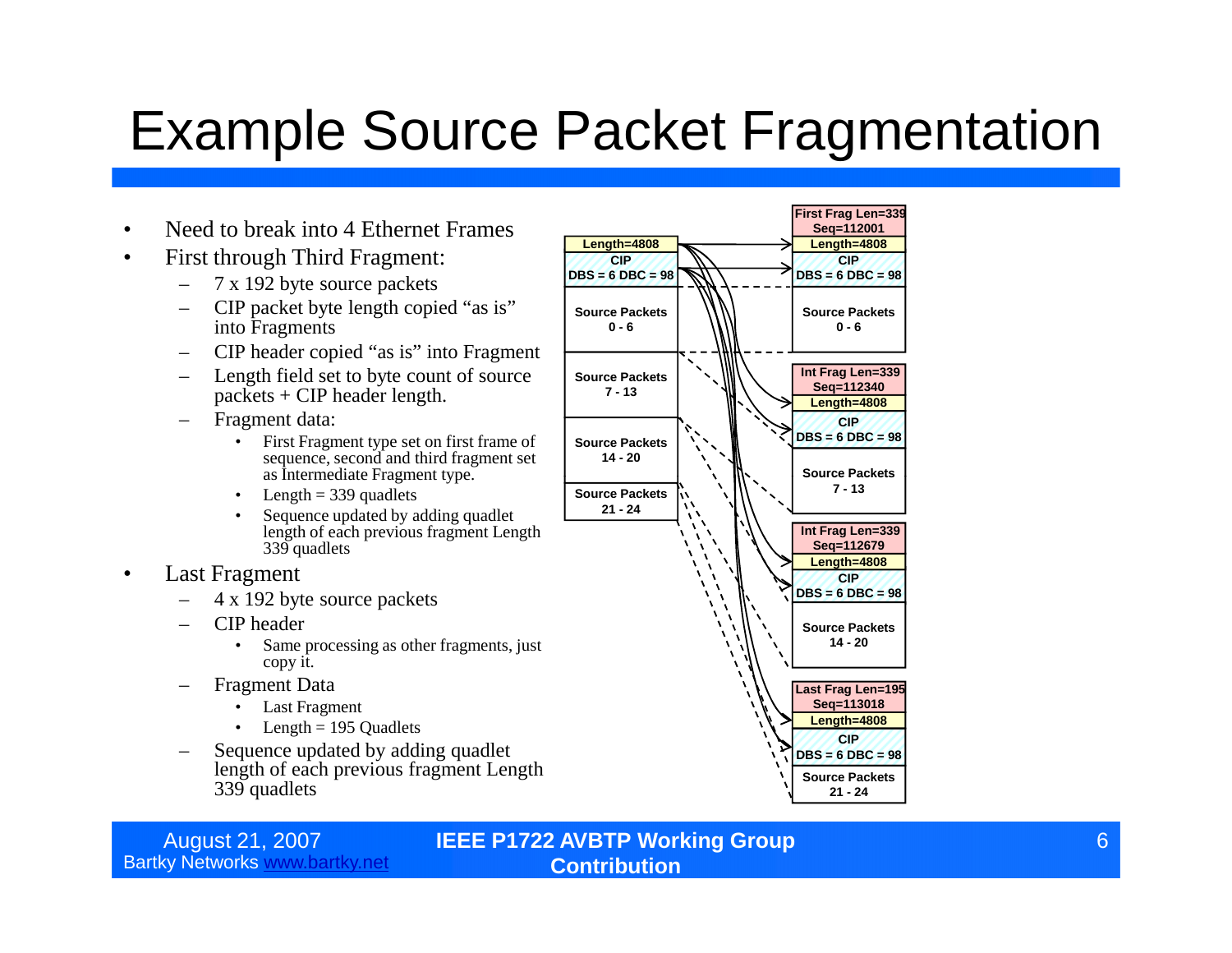# Example Source Packet Fragmentation

- Need to break into 4 Ethernet Frames
- First through Third Fragment:
  - 7 x 192 byte source packets
  - CIP packet byte length copied "as is" into Fragments
  - CIP header copied "as is" into Fragment
  - Length field set to byte count of source packets + CIP header length.
  - Fragment data:
    - First Fragment type set on first frame of sequence, second and third fragment set as Intermediate Fragment type.
    - Length = 339 quadlets
    - Sequence updated by adding quadlet length of each previous fragment Length 339 quadlets
- Last Fragment
  - 4 x 192 byte source packets
  - CIP header
    - Same processing as other fragments, just copy it.
  - Fragment Data
    - Last Fragment
    - Length = 195 Quadlets
  - Sequence updated by adding quadlet length of each previous fragment Length 339 quadlets

Source packet:

| Length=4808 |
|---|
| CIP DBS = 6 DBC = 98 |
| Source Packets 0 - 6 |
| Source Packets 7 - 13 |
| Source Packets 14 - 20 |
| Source Packets 21 - 24 |

Fragments:

| First Frag Len=339 Seq=112001 |
|---|
| Length=4808 |
| CIP DBS = 6 DBC = 98 |
| Source Packets 0 - 6 |

| Int Frag Len=339 Seq=112340 |
|---|
| Length=4808 |
| CIP DBS = 6 DBC = 98 |
| Source Packets 7 - 13 |

| Int Frag Len=339 Seq=112679 |
|---|
| Length=4808 |
| CIP DBS = 6 DBC = 98 |
| Source Packets 14 - 20 |

| Last Frag Len=195 Seq=113018 |
|---|
| Length=4808 |
| CIP DBS = 6 DBC = 98 |
| Source Packets 21 - 24 |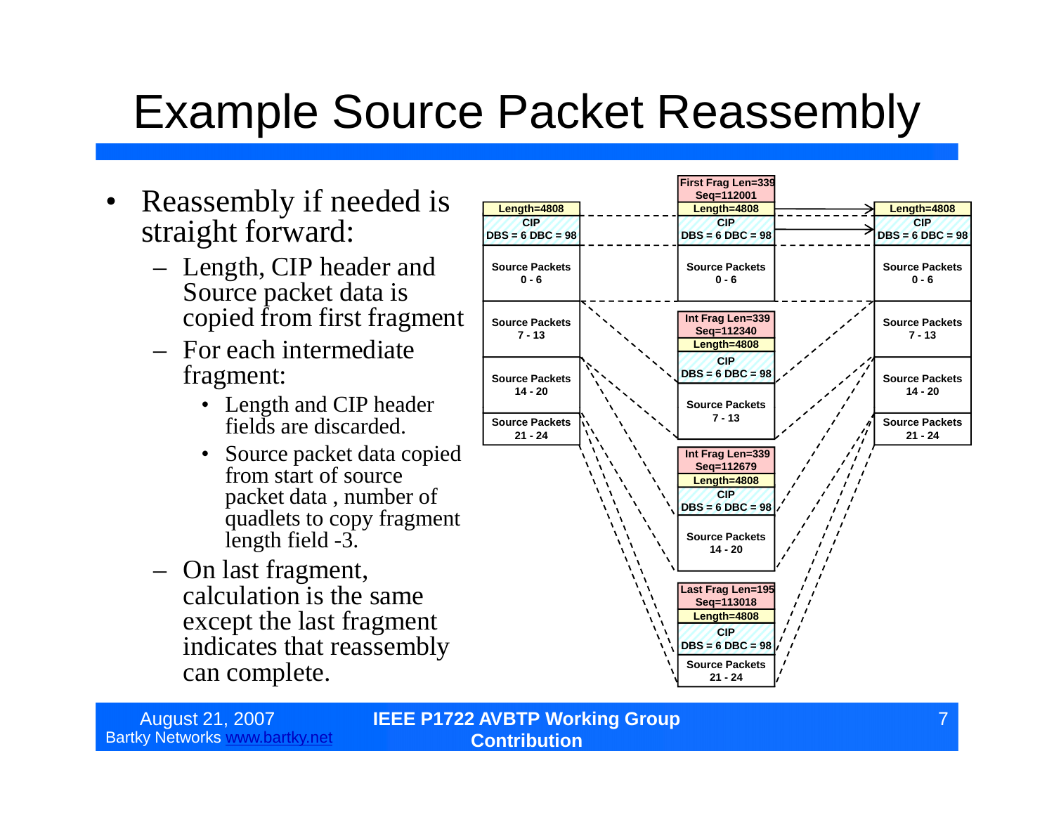# Example Source Packet Reassembly

- Reassembly if needed is straight forward:
  - Length, CIP header and Source packet data is copied from first fragment
  - For each intermediate fragment:
    - Length and CIP header fields are discarded.
    - Source packet data copied from start of source packet data , number of quadlets to copy fragment length field -3.
  - On last fragment, calculation is the same except the last fragment indicates that reassembly can complete.

Length=4808
CIP
DBS = 6 DBC = 98
Source Packets 0 - 6
Source Packets 7 - 13
Source Packets 14 - 20
Source Packets 21 - 24

First Frag Len=339
Seq=112001
Length=4808
CIP
DBS = 6 DBC = 98
Source Packets 0 - 6

Int Frag Len=339
Seq=112340
Length=4808
CIP
DBS = 6 DBC = 98
Source Packets 7 - 13

Int Frag Len=339
Seq=112679
Length=4808
CIP
DBS = 6 DBC = 98
Source Packets 14 - 20

Last Frag Len=195
Seq=113018
Length=4808
CIP
DBS = 6 DBC = 98
Source Packets 21 - 24

Length=4808
CIP
DBS = 6 DBC = 98
Source Packets 0 - 6
Source Packets 7 - 13
Source Packets 14 - 20
Source Packets 21 - 24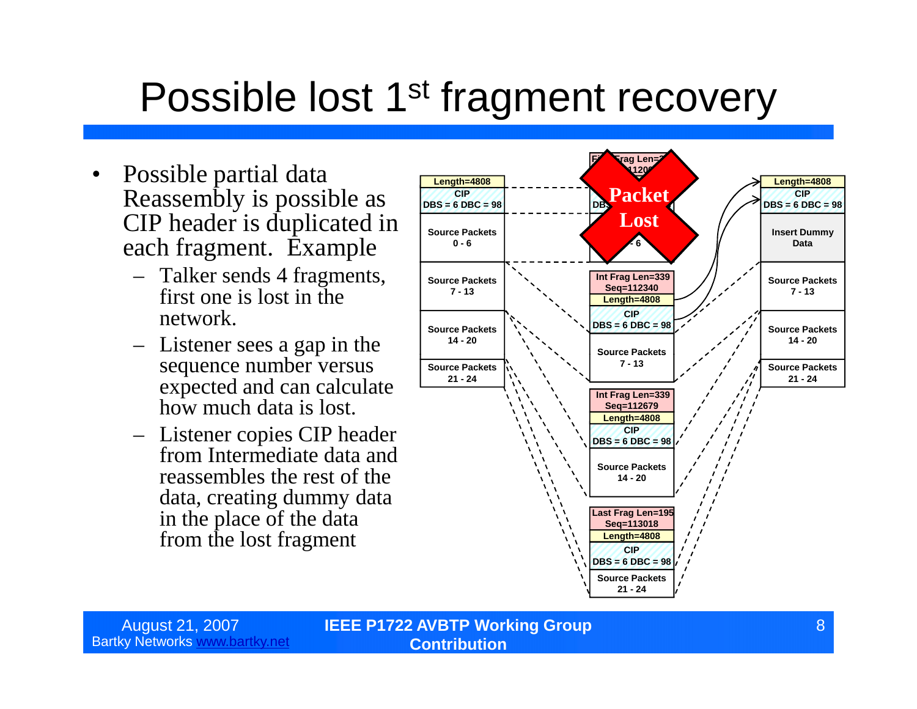# Possible lost 1st fragment recovery

- Possible partial data Reassembly is possible as CIP header is duplicated in each fragment. Example
  - Talker sends 4 fragments, first one is lost in the network.
  - Listener sees a gap in the sequence number versus expected and can calculate how much data is lost.
  - Listener copies CIP header from Intermediate data and reassembles the rest of the data, creating dummy data in the place of the data from the lost fragment

Length=4808
CIP
DBS = 6 DBC = 98
Source Packets 0 - 6
Source Packets 7 - 13
Source Packets 14 - 20
Source Packets 21 - 24

First Frag Len=2
Seq=11200
DBS
Packet Lost
- 6

Int Frag Len=339
Seq=112340
Length=4808
CIP
DBS = 6 DBC = 98
Source Packets 7 - 13

Int Frag Len=339
Seq=112679
Length=4808
CIP
DBS = 6 DBC = 98
Source Packets 14 - 20

Last Frag Len=195
Seq=113018
Length=4808
CIP
DBS = 6 DBC = 98
Source Packets 21 - 24

Length=4808
CIP
DBS = 6 DBC = 98
Insert Dummy Data
Source Packets 7 - 13
Source Packets 14 - 20
Source Packets 21 - 24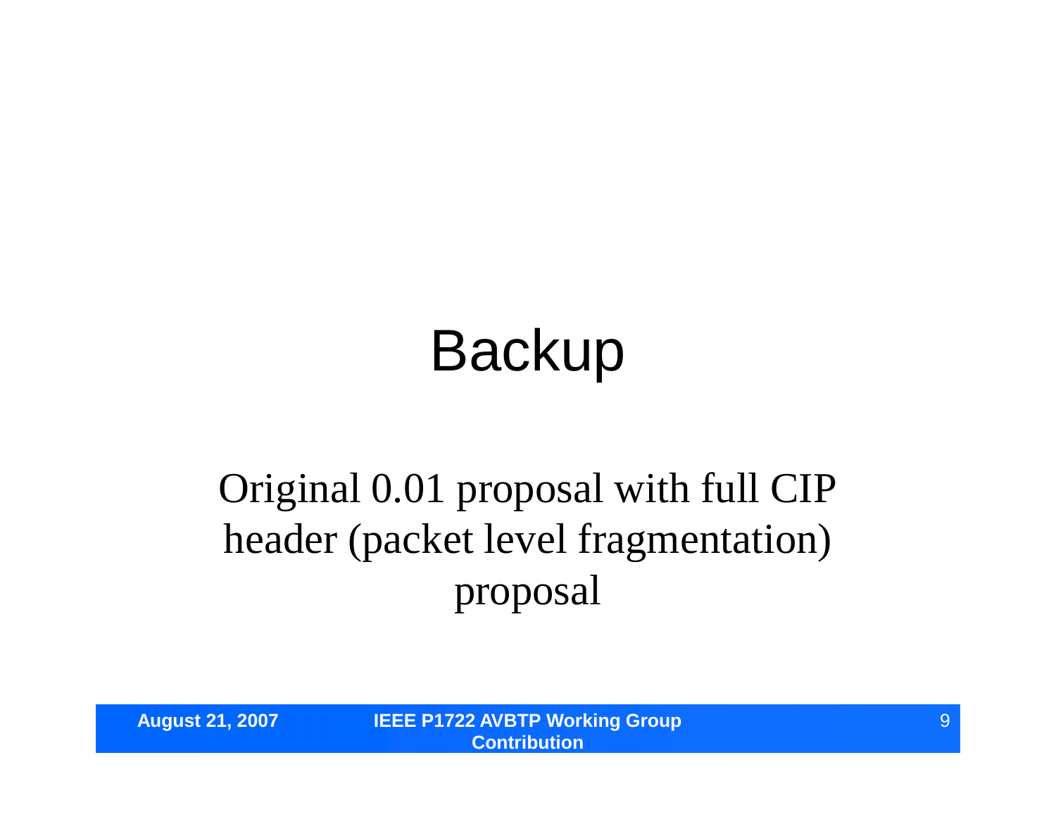# Backup

Original 0.01 proposal with full CIP header (packet level fragmentation) proposal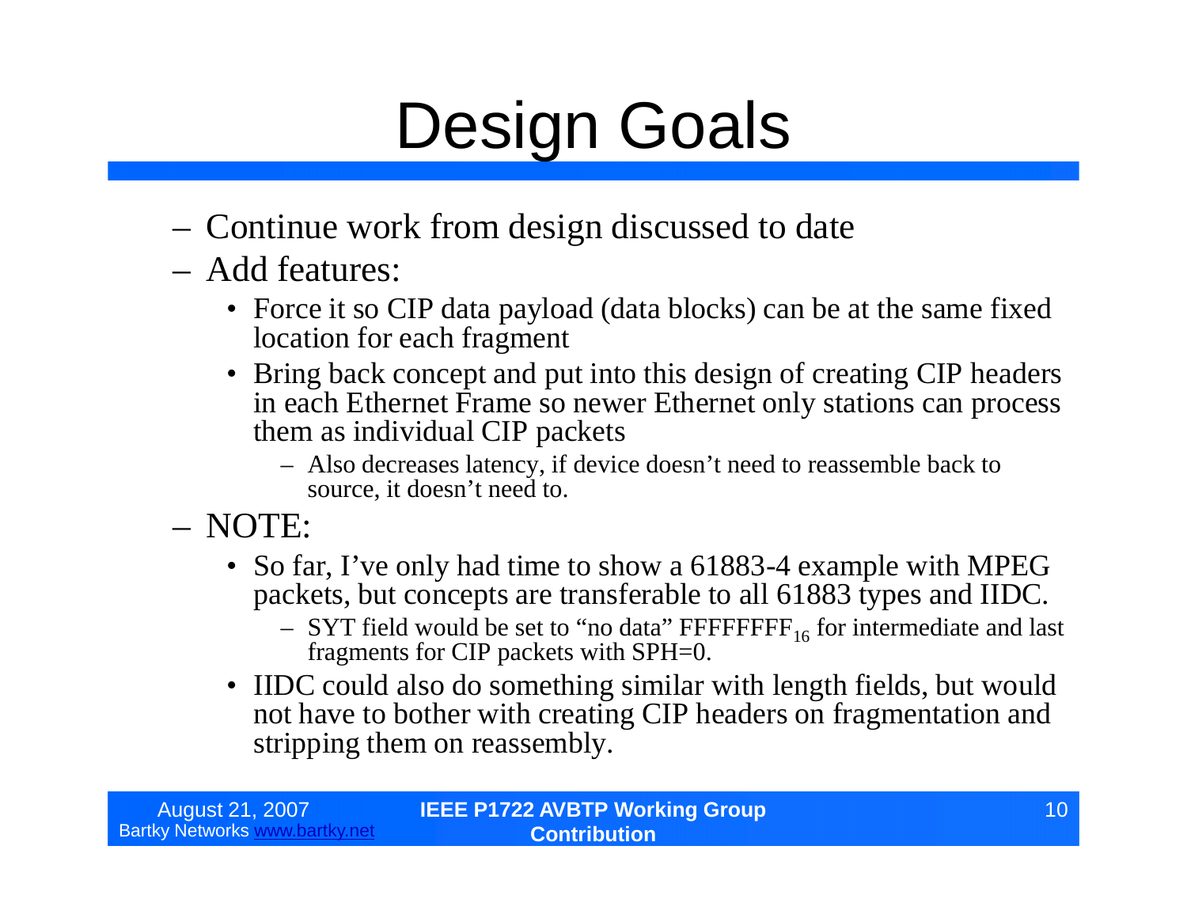# Design Goals

- Continue work from design discussed to date
- Add features:
  - Force it so CIP data payload (data blocks) can be at the same fixed location for each fragment
  - Bring back concept and put into this design of creating CIP headers in each Ethernet Frame so newer Ethernet only stations can process them as individual CIP packets
    - Also decreases latency, if device doesn't need to reassemble back to source, it doesn't need to.
- NOTE:
  - So far, I've only had time to show a 61883-4 example with MPEG packets, but concepts are transferable to all 61883 types and IIDC.
    - SYT field would be set to "no data" $FFFFFFFF_{16}$ for intermediate and last fragments for CIP packets with SPH=0.
  - IIDC could also do something similar with length fields, but would not have to bother with creating CIP headers on fragmentation and stripping them on reassembly.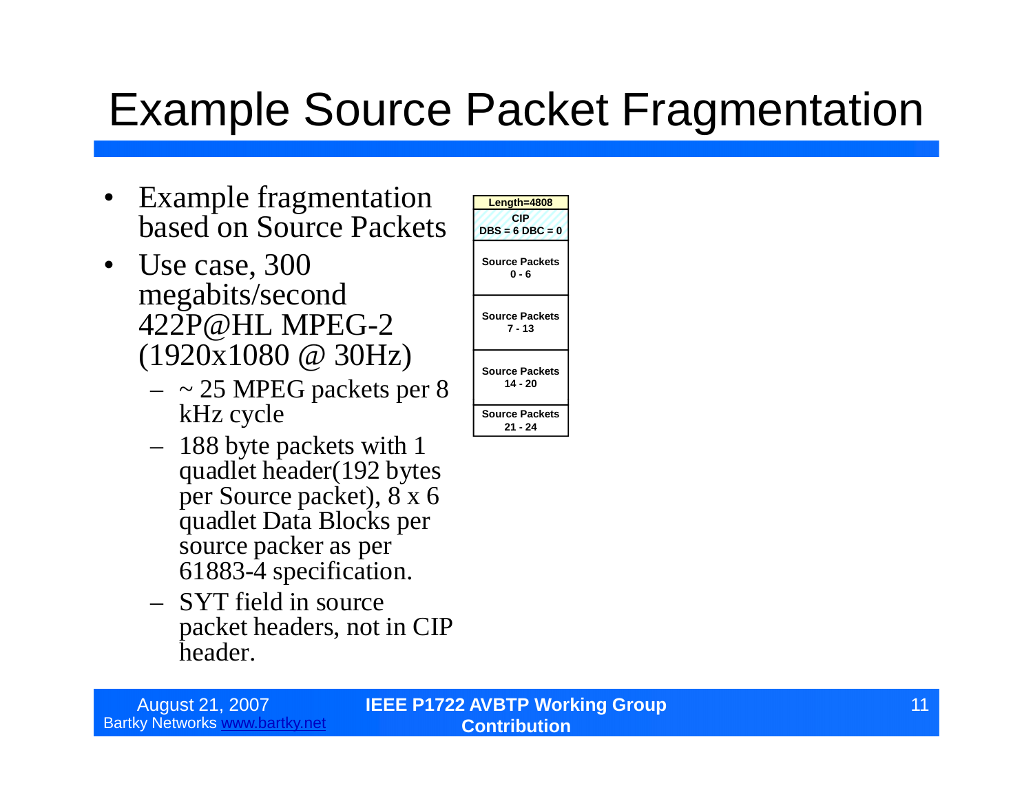# Example Source Packet Fragmentation

- Example fragmentation based on Source Packets
- Use case, 300 megabits/second 422P@HL MPEG-2 (1920x1080 @ 30Hz)
  - ~ 25 MPEG packets per 8 kHz cycle
  - 188 byte packets with 1 quadlet header(192 bytes per Source packet), 8 x 6 quadlet Data Blocks per source packer as per 61883-4 specification.
  - SYT field in source packet headers, not in CIP header.

| Length=4808 |
|---|
| CIP DBS = 6 DBC = 0 |
| Source Packets 0 - 6 |
| Source Packets 7 - 13 |
| Source Packets 14 - 20 |
| Source Packets 21 - 24 |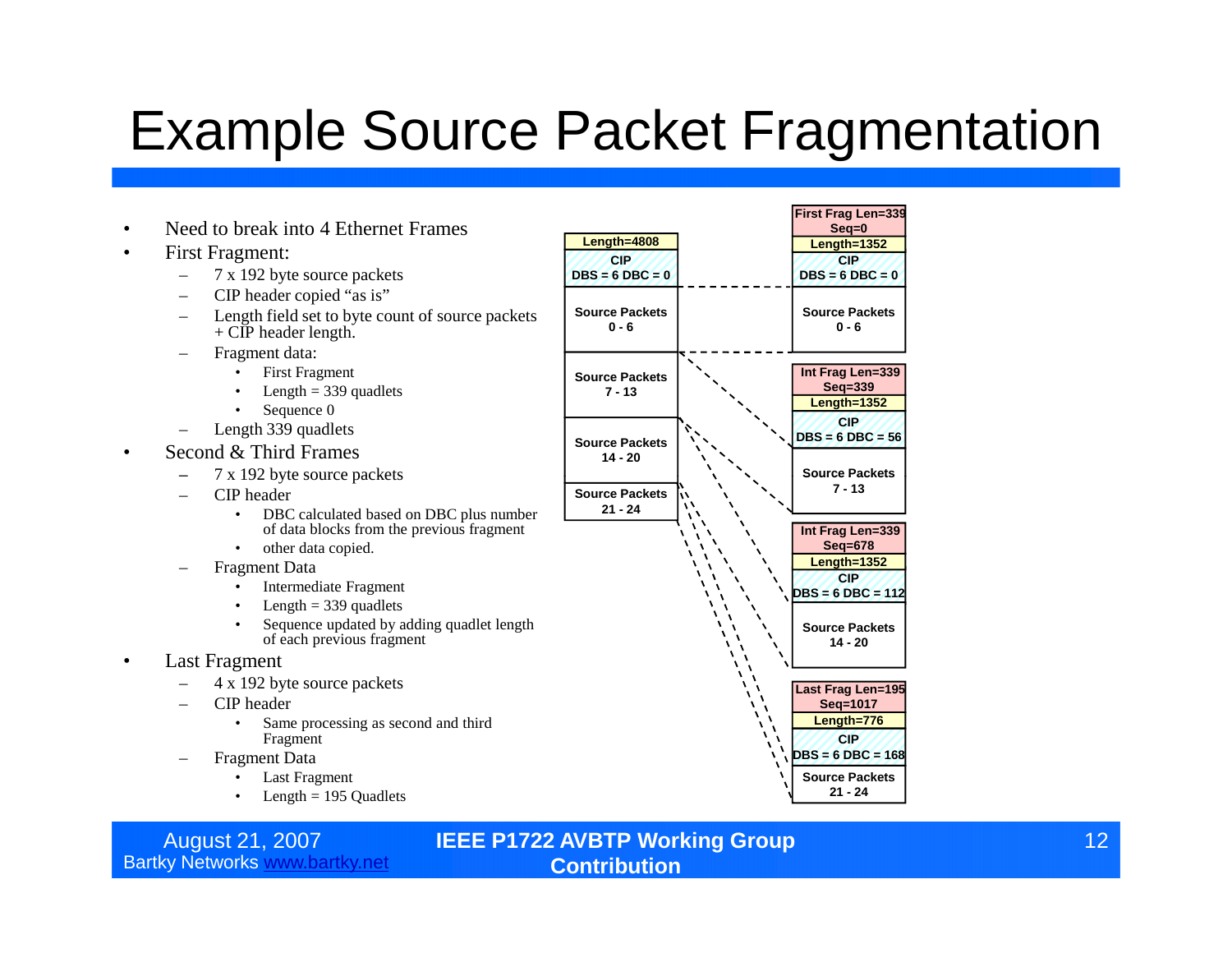# Example Source Packet Fragmentation

- Need to break into 4 Ethernet Frames
- First Fragment:
  - 7 x 192 byte source packets
  - CIP header copied "as is"
  - Length field set to byte count of source packets + CIP header length.
  - Fragment data:
    - First Fragment
    - Length = 339 quadlets
    - Sequence 0
  - Length 339 quadlets
- Second & Third Frames
  - 7 x 192 byte source packets
  - CIP header
    - DBC calculated based on DBC plus number of data blocks from the previous fragment
    - other data copied.
  - Fragment Data
    - Intermediate Fragment
    - Length = 339 quadlets
    - Sequence updated by adding quadlet length of each previous fragment
- Last Fragment
  - 4 x 192 byte source packets
  - CIP header
    - Same processing as second and third Fragment
  - Fragment Data
    - Last Fragment
    - Length = 195 Quadlets

Original packet:

| Length=4808 |
|---|
| CIP DBS = 6 DBC = 0 |
| Source Packets 0 - 6 |
| Source Packets 7 - 13 |
| Source Packets 14 - 20 |
| Source Packets 21 - 24 |

Fragments:

| First Frag Len=339 Seq=0 |
|---|
| Length=1352 |
| CIP DBS = 6 DBC = 0 |
| Source Packets 0 - 6 |

| Int Frag Len=339 Seq=339 |
|---|
| Length=1352 |
| CIP DBS = 6 DBC = 56 |
| Source Packets 7 - 13 |

| Int Frag Len=339 Seq=678 |
|---|
| Length=1352 |
| CIP DBS = 6 DBC = 112 |
| Source Packets 14 - 20 |

| Last Frag Len=195 Seq=1017 |
|---|
| Length=776 |
| CIP DBS = 6 DBC = 168 |
| Source Packets 21 - 24 |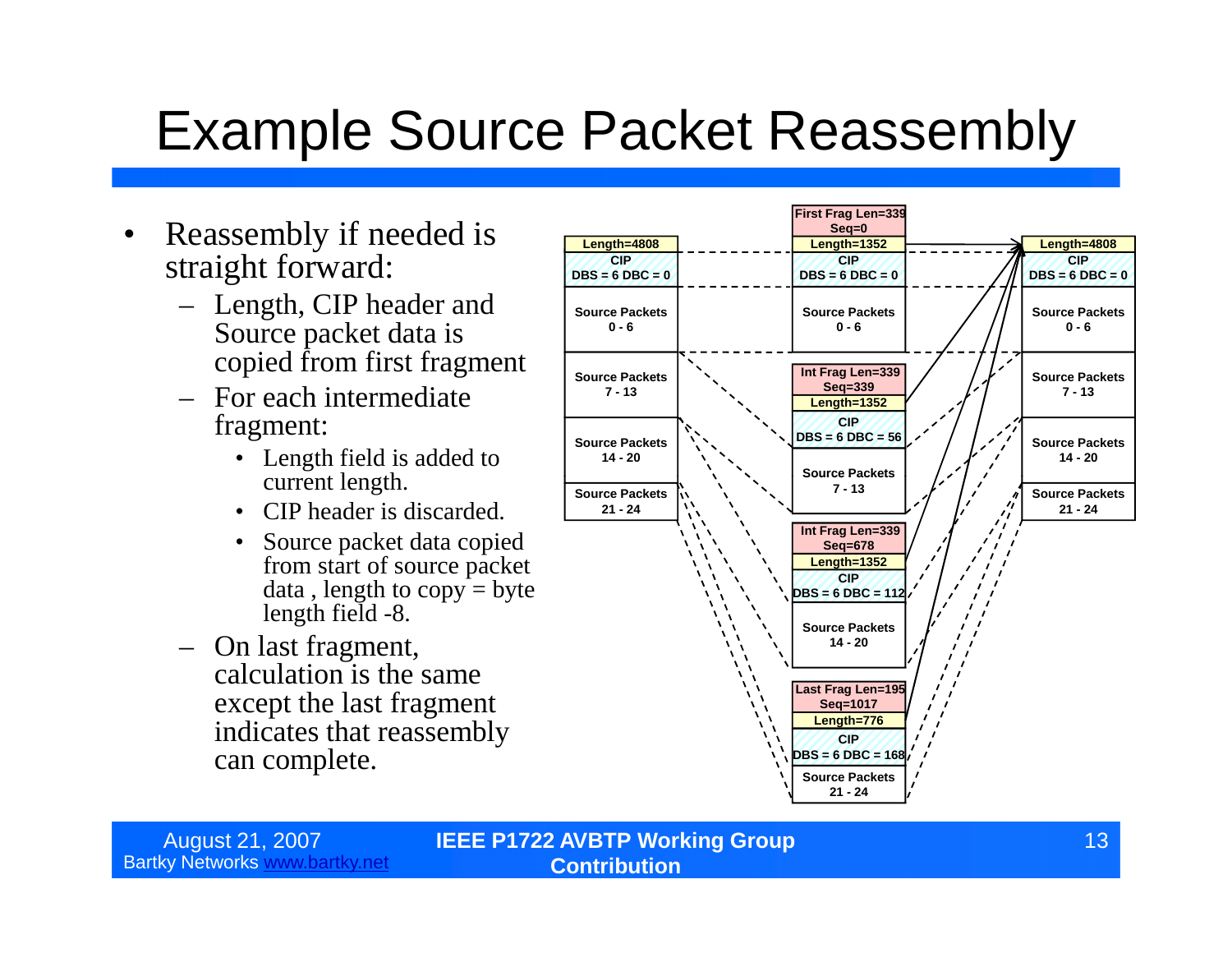# Example Source Packet Reassembly

- Reassembly if needed is straight forward:
  - Length, CIP header and Source packet data is copied from first fragment
  - For each intermediate fragment:
    - Length field is added to current length.
    - CIP header is discarded.
    - Source packet data copied from start of source packet data , length to copy = byte length field -8.
  - On last fragment, calculation is the same except the last fragment indicates that reassembly can complete.

Length=4808
CIP
DBS = 6 DBC = 0
Source Packets
0 - 6
Source Packets
7 - 13
Source Packets
14 - 20
Source Packets
21 - 24

First Frag Len=339
Seq=0
Length=1352
CIP
DBS = 6 DBC = 0
Source Packets
0 - 6

Int Frag Len=339
Seq=339
Length=1352
CIP
DBS = 6 DBC = 56
Source Packets
7 - 13

Int Frag Len=339
Seq=678
Length=1352
CIP
DBS = 6 DBC = 112
Source Packets
14 - 20

Last Frag Len=195
Seq=1017
Length=776
CIP
DBS = 6 DBC = 168
Source Packets
21 - 24

Length=4808
CIP
DBS = 6 DBC = 0
Source Packets
0 - 6
Source Packets
7 - 13
Source Packets
14 - 20
Source Packets
21 - 24